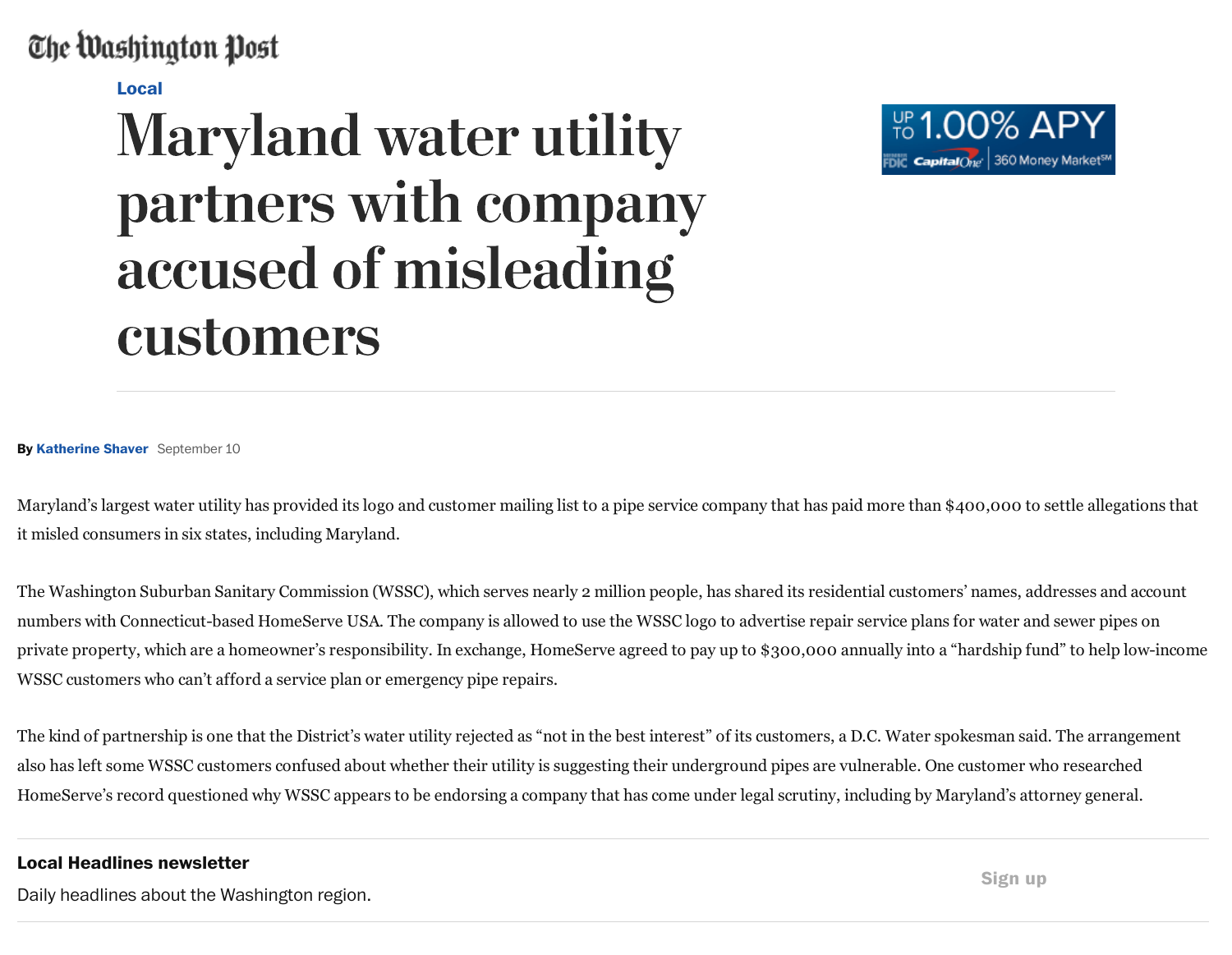Local

# Maryland water utility partners with company accused of misleading customers

By Katherine Shaver September 10

Maryland's largest water utility has provided its logo and customer mailing list to a pipe service company that has paid more than $400,000 to settle allegations that it misled consumers in six states, including Maryland.

The Washington Suburban Sanitary Commission (WSSC), which serves nearly 2 million people, has shared its residential customers' names, addresses and account numbers with Connecticut-based HomeServe USA. The company is allowed to use the WSSC logo to advertise repair service plans for water and sewer pipes on private property, which are a homeowner's responsibility. In exchange, HomeServe agreed to pay up to $300,000 annually into a "hardship fund" to help low-income WSSC customers who can't afford a service plan or emergency pipe repairs.

The kind of partnership is one that the District's water utility rejected as "not in the best interest" of its customers, a D.C. Water spokesman said. The arrangement also has left some WSSC customers confused about whether their utility is suggesting their underground pipes are vulnerable. One customer who researched HomeServe's record questioned why WSSC appears to be endorsing a company that has come under legal scrutiny, including by Maryland's attorney general.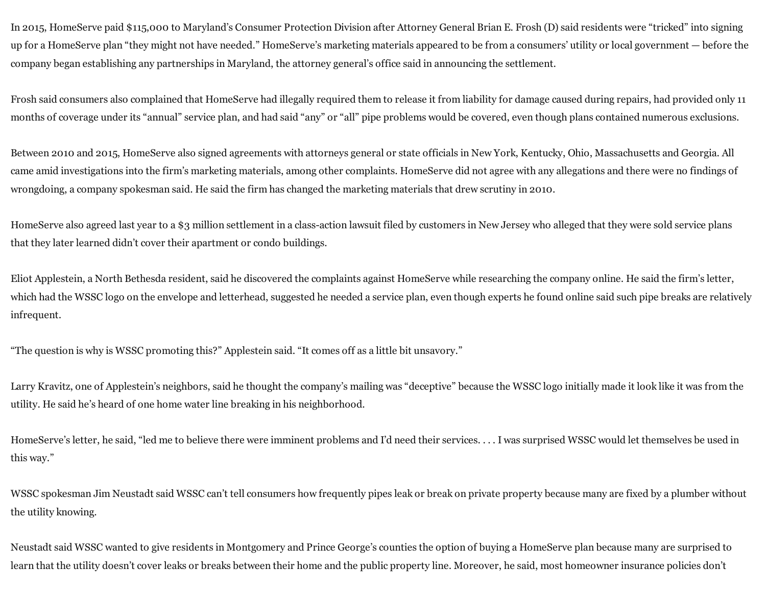In 2015, HomeServe paid $115,000 to Maryland's Consumer Protection Division after Attorney General Brian E. Frosh (D) said residents were "tricked" into signing up for a HomeServe plan "they might not have needed." HomeServe's marketing materials appeared to be from a consumers' utility or local government — before the company began establishing any partnerships in Maryland, the attorney general's office said in announcing the settlement.

Frosh said consumers also complained that HomeServe had illegally required them to release it from liability for damage caused during repairs, had provided only 11 months of coverage under its "annual" service plan, and had said "any" or "all" pipe problems would be covered, even though plans contained numerous exclusions.

Between 2010 and 2015, HomeServe also signed agreements with attorneys general or state officials in New York, Kentucky, Ohio, Massachusetts and Georgia. All came amid investigations into the firm's marketing materials, among other complaints. HomeServe did not agree with any allegations and there were no findings of wrongdoing, a company spokesman said. He said the firm has changed the marketing materials that drew scrutiny in 2010.

HomeServe also agreed last year to a $3 million settlement in a class-action lawsuit filed by customers in New Jersey who alleged that they were sold service plans that they later learned didn't cover their apartment or condo buildings.

Eliot Applestein, a North Bethesda resident, said he discovered the complaints against HomeServe while researching the company online. He said the firm's letter, which had the WSSC logo on the envelope and letterhead, suggested he needed a service plan, even though experts he found online said such pipe breaks are relatively infrequent.

"The question is why is WSSC promoting this?" Applestein said. "It comes off as a little bit unsavory."

Larry Kravitz, one of Applestein's neighbors, said he thought the company's mailing was "deceptive" because the WSSC logo initially made it look like it was from the utility. He said he's heard of one home water line breaking in his neighborhood.

HomeServe's letter, he said, "led me to believe there were imminent problems and I'd need their services. . . . I was surprised WSSC would let themselves be used in this way."

WSSC spokesman Jim Neustadt said WSSC can't tell consumers how frequently pipes leak or break on private property because many are fixed by a plumber without the utility knowing.

Neustadt said WSSC wanted to give residents in Montgomery and Prince George's counties the option of buying a HomeServe plan because many are surprised to learn that the utility doesn't cover leaks or breaks between their home and the public property line. Moreover, he said, most homeowner insurance policies don't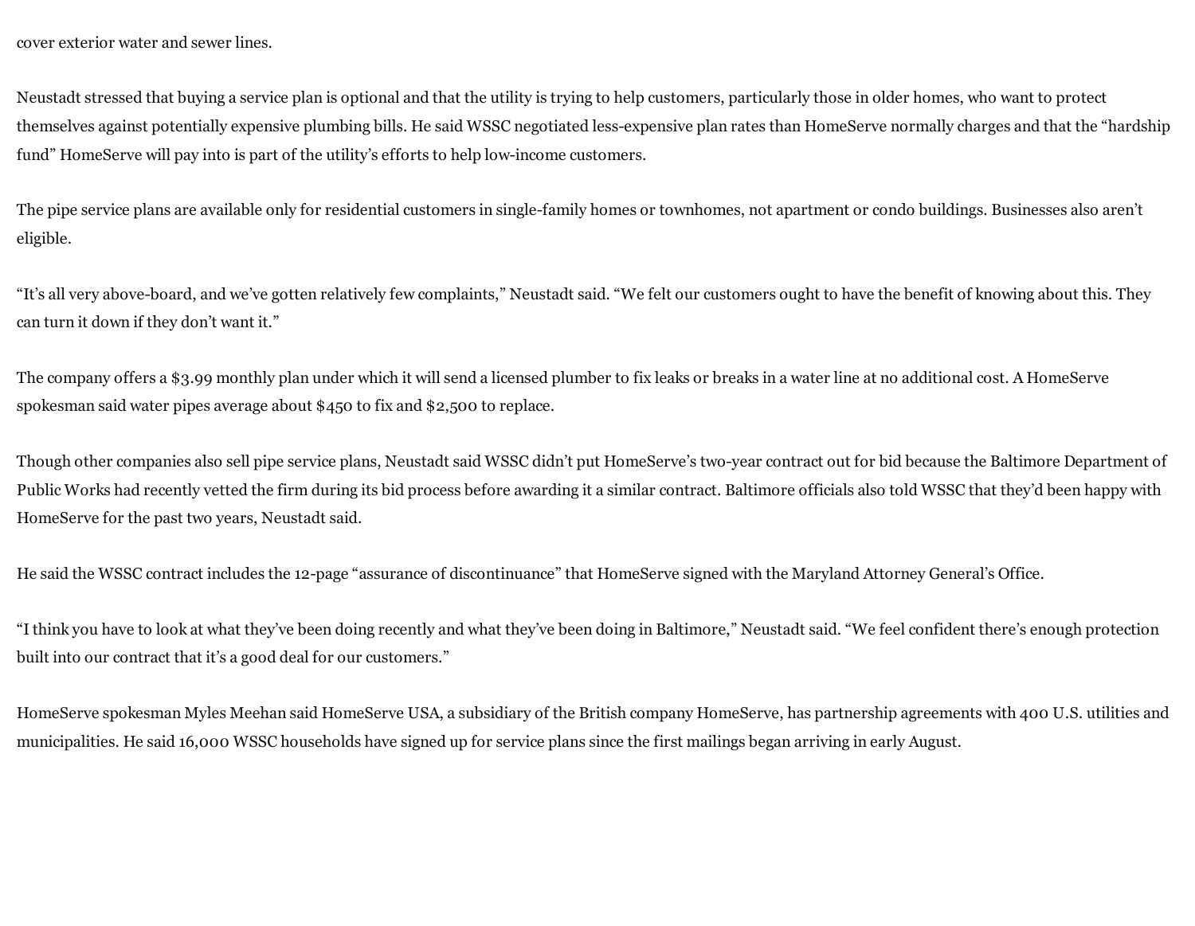cover exterior water and sewer lines.

Neustadt stressed that buying a service plan is optional and that the utility is trying to help customers, particularly those in older homes, who want to protect themselves against potentially expensive plumbing bills. He said WSSC negotiated less-expensive plan rates than HomeServe normally charges and that the "hardship fund" HomeServe will pay into is part of the utility's efforts to help low-income customers.

The pipe service plans are available only for residential customers in single-family homes or townhomes, not apartment or condo buildings. Businesses also aren't eligible.

"It's all very above-board, and we've gotten relatively few complaints," Neustadt said. "We felt our customers ought to have the benefit of knowing about this. They can turn it down if they don't want it."

The company offers a $3.99 monthly plan under which it will send a licensed plumber to fix leaks or breaks in a water line at no additional cost. A HomeServe spokesman said water pipes average about $450 to fix and $2,500 to replace.

Though other companies also sell pipe service plans, Neustadt said WSSC didn't put HomeServe's two-year contract out for bid because the Baltimore Department of Public Works had recently vetted the firm during its bid process before awarding it a similar contract. Baltimore officials also told WSSC that they'd been happy with HomeServe for the past two years, Neustadt said.

He said the WSSC contract includes the 12-page "assurance of discontinuance" that HomeServe signed with the Maryland Attorney General's Office.

"I think you have to look at what they've been doing recently and what they've been doing in Baltimore," Neustadt said. "We feel confident there's enough protection built into our contract that it's a good deal for our customers."

HomeServe spokesman Myles Meehan said HomeServe USA, a subsidiary of the British company HomeServe, has partnership agreements with 400 U.S. utilities and municipalities. He said 16,000 WSSC households have signed up for service plans since the first mailings began arriving in early August.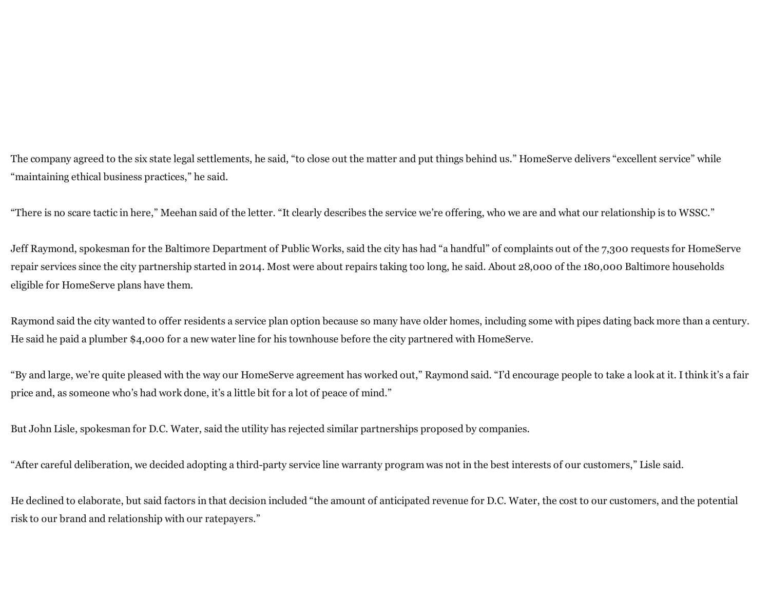The company agreed to the six state legal settlements, he said, “to close out the matter and put things behind us.” HomeServe delivers “excellent service” while “maintaining ethical business practices,” he said.

“There is no scare tactic in here,” Meehan said of the letter. “It clearly describes the service we’re offering, who we are and what our relationship is to WSSC.”

Jeff Raymond, spokesman for the Baltimore Department of Public Works, said the city has had “a handful” of complaints out of the 7,300 requests for HomeServe repair services since the city partnership started in 2014. Most were about repairs taking too long, he said. About 28,000 of the 180,000 Baltimore households eligible for HomeServe plans have them.

Raymond said the city wanted to offer residents a service plan option because so many have older homes, including some with pipes dating back more than a century. He said he paid a plumber $4,000 for a new water line for his townhouse before the city partnered with HomeServe.

“By and large, we’re quite pleased with the way our HomeServe agreement has worked out,” Raymond said. “I’d encourage people to take a look at it. I think it’s a fair price and, as someone who’s had work done, it’s a little bit for a lot of peace of mind.”

But John Lisle, spokesman for D.C. Water, said the utility has rejected similar partnerships proposed by companies.

“After careful deliberation, we decided adopting a third-party service line warranty program was not in the best interests of our customers,” Lisle said.

He declined to elaborate, but said factors in that decision included “the amount of anticipated revenue for D.C. Water, the cost to our customers, and the potential risk to our brand and relationship with our ratepayers.”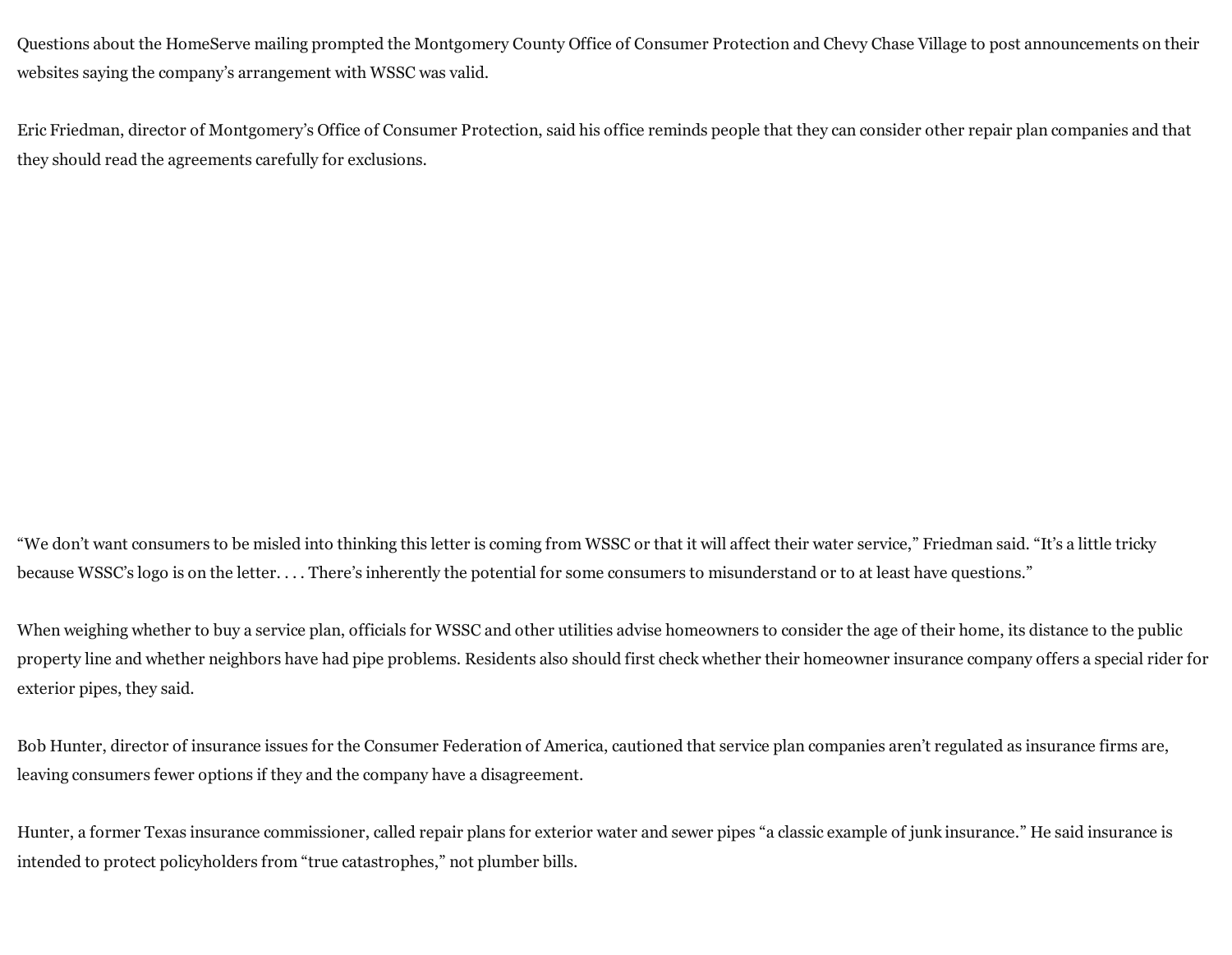Questions about the HomeServe mailing prompted the Montgomery County Office of Consumer Protection and Chevy Chase Village to post announcements on their websites saying the company's arrangement with WSSC was valid.

Eric Friedman, director of Montgomery's Office of Consumer Protection, said his office reminds people that they can consider other repair plan companies and that they should read the agreements carefully for exclusions.

"We don't want consumers to be misled into thinking this letter is coming from WSSC or that it will affect their water service," Friedman said. "It's a little tricky because WSSC's logo is on the letter. . . . There's inherently the potential for some consumers to misunderstand or to at least have questions."

When weighing whether to buy a service plan, officials for WSSC and other utilities advise homeowners to consider the age of their home, its distance to the public property line and whether neighbors have had pipe problems. Residents also should first check whether their homeowner insurance company offers a special rider for exterior pipes, they said.

Bob Hunter, director of insurance issues for the Consumer Federation of America, cautioned that service plan companies aren't regulated as insurance firms are, leaving consumers fewer options if they and the company have a disagreement.

Hunter, a former Texas insurance commissioner, called repair plans for exterior water and sewer pipes "a classic example of junk insurance." He said insurance is intended to protect policyholders from "true catastrophes," not plumber bills.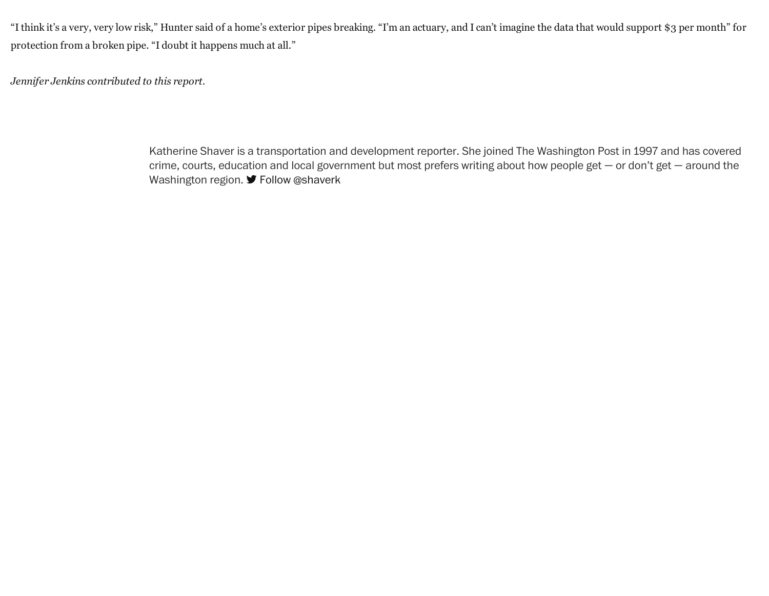“I think it’s a very, very low risk,” Hunter said of a home’s exterior pipes breaking. “I’m an actuary, and I can’t imagine the data that would support $3 per month” for protection from a broken pipe. “I doubt it happens much at all.”

*Jennifer Jenkins contributed to this report.*

Katherine Shaver is a transportation and development reporter. She joined The Washington Post in 1997 and has covered crime, courts, education and local government but most prefers writing about how people get — or don’t get — around the Washington region. Follow @shaverk